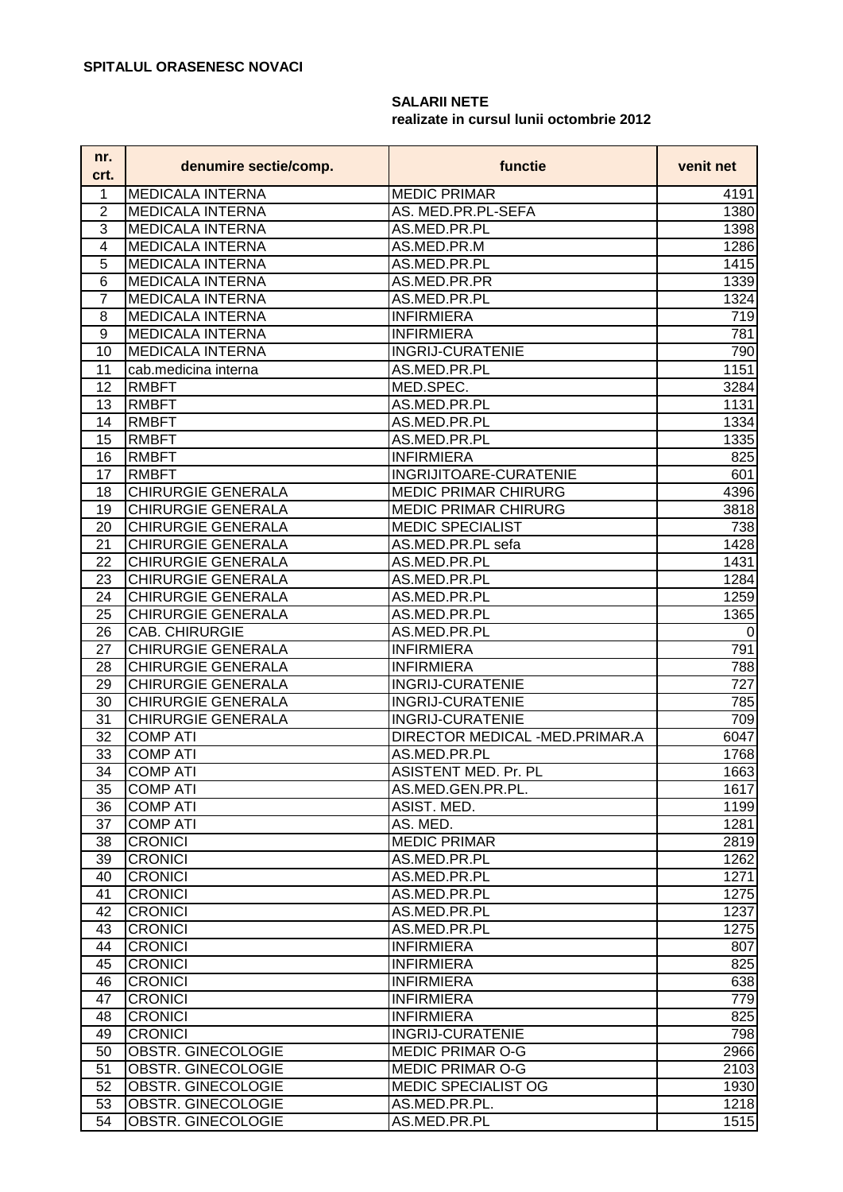**SPITALUL ORASENESC NOVACI**

**SALARII NETE**
**realizate in cursul lunii octombrie 2012**

| nr. crt. | denumire sectie/comp. | functie | venit net |
|---|---|---|---|
| 1 | MEDICALA INTERNA | MEDIC PRIMAR | 4191 |
| 2 | MEDICALA INTERNA | AS. MED.PR.PL-SEFA | 1380 |
| 3 | MEDICALA INTERNA | AS.MED.PR.PL | 1398 |
| 4 | MEDICALA INTERNA | AS.MED.PR.M | 1286 |
| 5 | MEDICALA INTERNA | AS.MED.PR.PL | 1415 |
| 6 | MEDICALA INTERNA | AS.MED.PR.PR | 1339 |
| 7 | MEDICALA INTERNA | AS.MED.PR.PL | 1324 |
| 8 | MEDICALA INTERNA | INFIRMIERA | 719 |
| 9 | MEDICALA INTERNA | INFIRMIERA | 781 |
| 10 | MEDICALA INTERNA | INGRIJ-CURATENIE | 790 |
| 11 | cab.medicina interna | AS.MED.PR.PL | 1151 |
| 12 | RMBFT | MED.SPEC. | 3284 |
| 13 | RMBFT | AS.MED.PR.PL | 1131 |
| 14 | RMBFT | AS.MED.PR.PL | 1334 |
| 15 | RMBFT | AS.MED.PR.PL | 1335 |
| 16 | RMBFT | INFIRMIERA | 825 |
| 17 | RMBFT | INGRIJITOARE-CURATENIE | 601 |
| 18 | CHIRURGIE GENERALA | MEDIC PRIMAR CHIRURG | 4396 |
| 19 | CHIRURGIE GENERALA | MEDIC PRIMAR CHIRURG | 3818 |
| 20 | CHIRURGIE GENERALA | MEDIC SPECIALIST | 738 |
| 21 | CHIRURGIE GENERALA | AS.MED.PR.PL sefa | 1428 |
| 22 | CHIRURGIE GENERALA | AS.MED.PR.PL | 1431 |
| 23 | CHIRURGIE GENERALA | AS.MED.PR.PL | 1284 |
| 24 | CHIRURGIE GENERALA | AS.MED.PR.PL | 1259 |
| 25 | CHIRURGIE GENERALA | AS.MED.PR.PL | 1365 |
| 26 | CAB. CHIRURGIE | AS.MED.PR.PL | 0 |
| 27 | CHIRURGIE GENERALA | INFIRMIERA | 791 |
| 28 | CHIRURGIE GENERALA | INFIRMIERA | 788 |
| 29 | CHIRURGIE GENERALA | INGRIJ-CURATENIE | 727 |
| 30 | CHIRURGIE GENERALA | INGRIJ-CURATENIE | 785 |
| 31 | CHIRURGIE GENERALA | INGRIJ-CURATENIE | 709 |
| 32 | COMP ATI | DIRECTOR MEDICAL -MED.PRIMAR.A | 6047 |
| 33 | COMP ATI | AS.MED.PR.PL | 1768 |
| 34 | COMP ATI | ASISTENT MED. Pr. PL | 1663 |
| 35 | COMP ATI | AS.MED.GEN.PR.PL. | 1617 |
| 36 | COMP ATI | ASIST. MED. | 1199 |
| 37 | COMP ATI | AS. MED. | 1281 |
| 38 | CRONICI | MEDIC PRIMAR | 2819 |
| 39 | CRONICI | AS.MED.PR.PL | 1262 |
| 40 | CRONICI | AS.MED.PR.PL | 1271 |
| 41 | CRONICI | AS.MED.PR.PL | 1275 |
| 42 | CRONICI | AS.MED.PR.PL | 1237 |
| 43 | CRONICI | AS.MED.PR.PL | 1275 |
| 44 | CRONICI | INFIRMIERA | 807 |
| 45 | CRONICI | INFIRMIERA | 825 |
| 46 | CRONICI | INFIRMIERA | 638 |
| 47 | CRONICI | INFIRMIERA | 779 |
| 48 | CRONICI | INFIRMIERA | 825 |
| 49 | CRONICI | INGRIJ-CURATENIE | 798 |
| 50 | OBSTR. GINECOLOGIE | MEDIC PRIMAR O-G | 2966 |
| 51 | OBSTR. GINECOLOGIE | MEDIC PRIMAR O-G | 2103 |
| 52 | OBSTR. GINECOLOGIE | MEDIC SPECIALIST OG | 1930 |
| 53 | OBSTR. GINECOLOGIE | AS.MED.PR.PL. | 1218 |
| 54 | OBSTR. GINECOLOGIE | AS.MED.PR.PL | 1515 |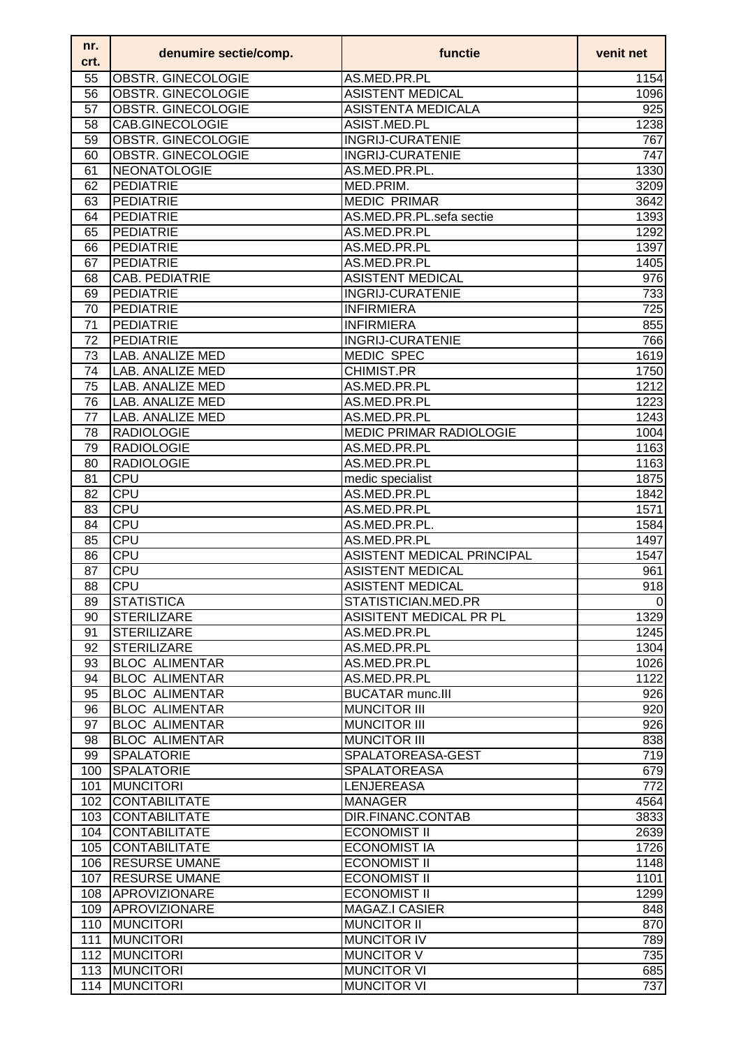| nr. crt. | denumire sectie/comp. | functie | venit net |
|---|---|---|---|
| 55 | OBSTR. GINECOLOGIE | AS.MED.PR.PL | 1154 |
| 56 | OBSTR. GINECOLOGIE | ASISTENT MEDICAL | 1096 |
| 57 | OBSTR. GINECOLOGIE | ASISTENTA MEDICALA | 925 |
| 58 | CAB.GINECOLOGIE | ASIST.MED.PL | 1238 |
| 59 | OBSTR. GINECOLOGIE | INGRIJ-CURATENIE | 767 |
| 60 | OBSTR. GINECOLOGIE | INGRIJ-CURATENIE | 747 |
| 61 | NEONATOLOGIE | AS.MED.PR.PL. | 1330 |
| 62 | PEDIATRIE | MED.PRIM. | 3209 |
| 63 | PEDIATRIE | MEDIC PRIMAR | 3642 |
| 64 | PEDIATRIE | AS.MED.PR.PL.sefa sectie | 1393 |
| 65 | PEDIATRIE | AS.MED.PR.PL | 1292 |
| 66 | PEDIATRIE | AS.MED.PR.PL | 1397 |
| 67 | PEDIATRIE | AS.MED.PR.PL | 1405 |
| 68 | CAB. PEDIATRIE | ASISTENT MEDICAL | 976 |
| 69 | PEDIATRIE | INGRIJ-CURATENIE | 733 |
| 70 | PEDIATRIE | INFIRMIERA | 725 |
| 71 | PEDIATRIE | INFIRMIERA | 855 |
| 72 | PEDIATRIE | INGRIJ-CURATENIE | 766 |
| 73 | LAB. ANALIZE MED | MEDIC SPEC | 1619 |
| 74 | LAB. ANALIZE MED | CHIMIST.PR | 1750 |
| 75 | LAB. ANALIZE MED | AS.MED.PR.PL | 1212 |
| 76 | LAB. ANALIZE MED | AS.MED.PR.PL | 1223 |
| 77 | LAB. ANALIZE MED | AS.MED.PR.PL | 1243 |
| 78 | RADIOLOGIE | MEDIC PRIMAR RADIOLOGIE | 1004 |
| 79 | RADIOLOGIE | AS.MED.PR.PL | 1163 |
| 80 | RADIOLOGIE | AS.MED.PR.PL | 1163 |
| 81 | CPU | medic specialist | 1875 |
| 82 | CPU | AS.MED.PR.PL | 1842 |
| 83 | CPU | AS.MED.PR.PL | 1571 |
| 84 | CPU | AS.MED.PR.PL. | 1584 |
| 85 | CPU | AS.MED.PR.PL | 1497 |
| 86 | CPU | ASISTENT MEDICAL PRINCIPAL | 1547 |
| 87 | CPU | ASISTENT MEDICAL | 961 |
| 88 | CPU | ASISTENT MEDICAL | 918 |
| 89 | STATISTICA | STATISTICIAN.MED.PR | 0 |
| 90 | STERILIZARE | ASISITENT MEDICAL PR PL | 1329 |
| 91 | STERILIZARE | AS.MED.PR.PL | 1245 |
| 92 | STERILIZARE | AS.MED.PR.PL | 1304 |
| 93 | BLOC ALIMENTAR | AS.MED.PR.PL | 1026 |
| 94 | BLOC ALIMENTAR | AS.MED.PR.PL | 1122 |
| 95 | BLOC ALIMENTAR | BUCATAR munc.III | 926 |
| 96 | BLOC ALIMENTAR | MUNCITOR III | 920 |
| 97 | BLOC ALIMENTAR | MUNCITOR III | 926 |
| 98 | BLOC ALIMENTAR | MUNCITOR III | 838 |
| 99 | SPALATORIE | SPALATOREASA-GEST | 719 |
| 100 | SPALATORIE | SPALATOREASA | 679 |
| 101 | MUNCITORI | LENJEREASA | 772 |
| 102 | CONTABILITATE | MANAGER | 4564 |
| 103 | CONTABILITATE | DIR.FINANC.CONTAB | 3833 |
| 104 | CONTABILITATE | ECONOMIST II | 2639 |
| 105 | CONTABILITATE | ECONOMIST IA | 1726 |
| 106 | RESURSE UMANE | ECONOMIST II | 1148 |
| 107 | RESURSE UMANE | ECONOMIST II | 1101 |
| 108 | APROVIZIONARE | ECONOMIST II | 1299 |
| 109 | APROVIZIONARE | MAGAZ.I CASIER | 848 |
| 110 | MUNCITORI | MUNCITOR II | 870 |
| 111 | MUNCITORI | MUNCITOR IV | 789 |
| 112 | MUNCITORI | MUNCITOR V | 735 |
| 113 | MUNCITORI | MUNCITOR VI | 685 |
| 114 | MUNCITORI | MUNCITOR VI | 737 |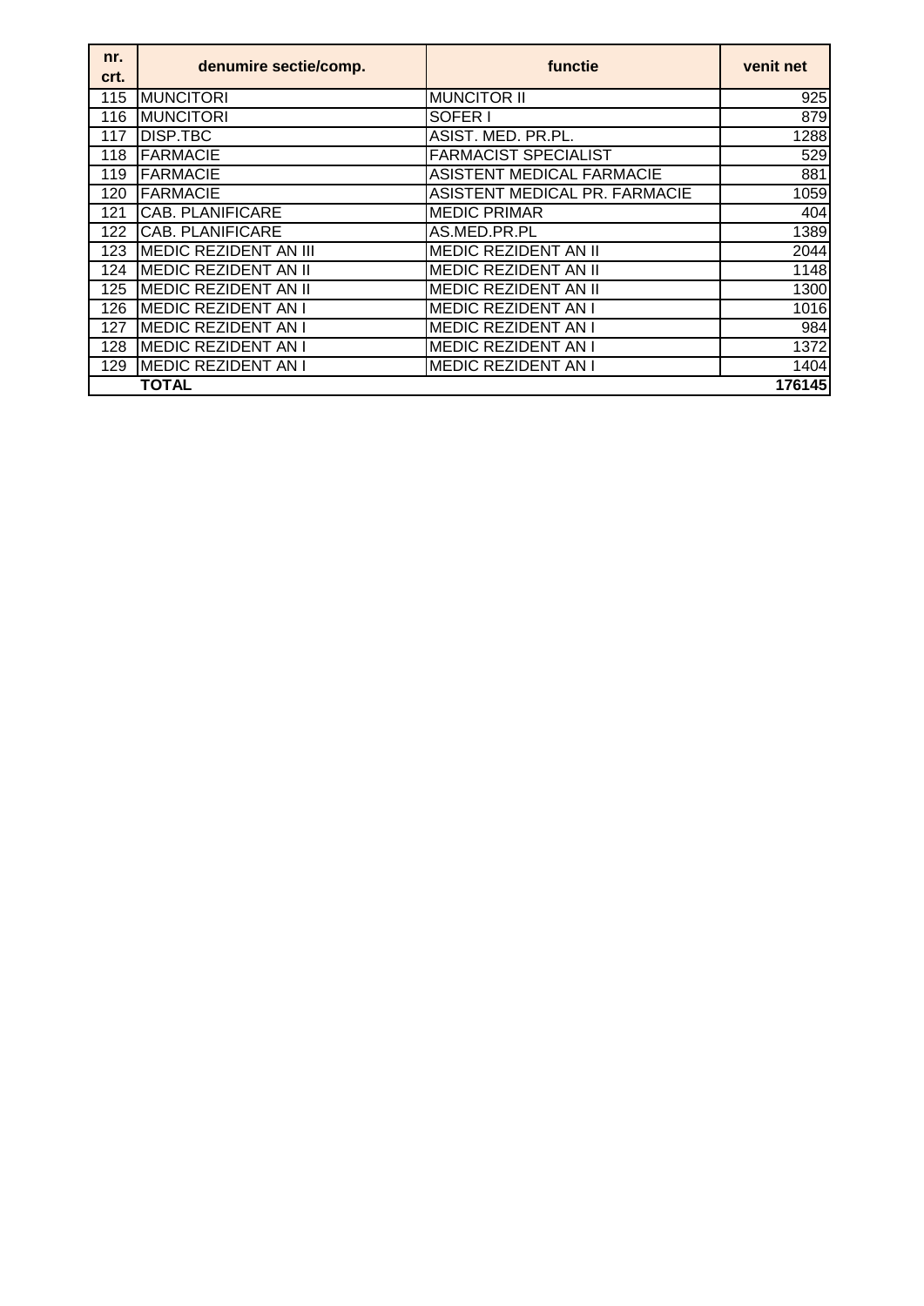| nr. crt. | denumire sectie/comp. | functie | venit net |
|---|---|---|---|
| 115 | MUNCITORI | MUNCITOR II | 925 |
| 116 | MUNCITORI | SOFER I | 879 |
| 117 | DISP.TBC | ASIST. MED. PR.PL. | 1288 |
| 118 | FARMACIE | FARMACIST SPECIALIST | 529 |
| 119 | FARMACIE | ASISTENT MEDICAL FARMACIE | 881 |
| 120 | FARMACIE | ASISTENT MEDICAL PR. FARMACIE | 1059 |
| 121 | CAB. PLANIFICARE | MEDIC PRIMAR | 404 |
| 122 | CAB. PLANIFICARE | AS.MED.PR.PL | 1389 |
| 123 | MEDIC REZIDENT AN III | MEDIC REZIDENT AN II | 2044 |
| 124 | MEDIC REZIDENT AN II | MEDIC REZIDENT AN II | 1148 |
| 125 | MEDIC REZIDENT AN II | MEDIC REZIDENT AN II | 1300 |
| 126 | MEDIC REZIDENT AN I | MEDIC REZIDENT AN I | 1016 |
| 127 | MEDIC REZIDENT AN I | MEDIC REZIDENT AN I | 984 |
| 128 | MEDIC REZIDENT AN I | MEDIC REZIDENT AN I | 1372 |
| 129 | MEDIC REZIDENT AN I | MEDIC REZIDENT AN I | 1404 |
| | **TOTAL** | | **176145** |